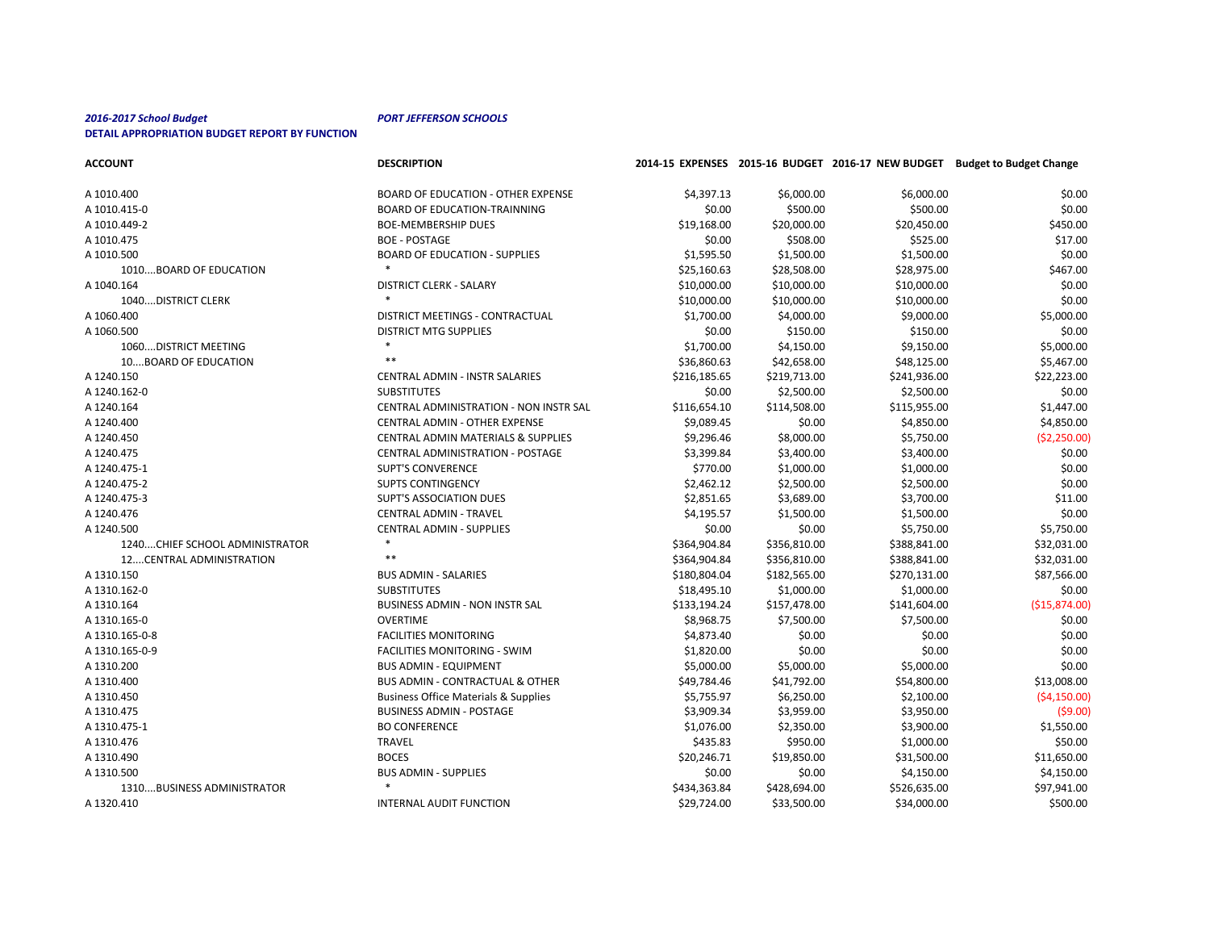***2016-2017 School Budget*** ***PORT JEFFERSON SCHOOLS***

**DETAIL APPROPRIATION BUDGET REPORT BY FUNCTION**

| ACCOUNT | DESCRIPTION | 2014-15 EXPENSES | 2015-16 BUDGET | 2016-17 NEW BUDGET | Budget to Budget Change |
|---|---|---|---|---|---|
| A 1010.400 | BOARD OF EDUCATION - OTHER EXPENSE | $4,397.13 | $6,000.00 | $6,000.00 | $0.00 |
| A 1010.415-0 | BOARD OF EDUCATION-TRAINNING | $0.00 | $500.00 | $500.00 | $0.00 |
| A 1010.449-2 | BOE-MEMBERSHIP DUES | $19,168.00 | $20,000.00 | $20,450.00 | $450.00 |
| A 1010.475 | BOE - POSTAGE | $0.00 | $508.00 | $525.00 | $17.00 |
| A 1010.500 | BOARD OF EDUCATION - SUPPLIES | $1,595.50 | $1,500.00 | $1,500.00 | $0.00 |
| 1010....BOARD OF EDUCATION | * | $25,160.63 | $28,508.00 | $28,975.00 | $467.00 |
| A 1040.164 | DISTRICT CLERK - SALARY | $10,000.00 | $10,000.00 | $10,000.00 | $0.00 |
| 1040....DISTRICT CLERK | * | $10,000.00 | $10,000.00 | $10,000.00 | $0.00 |
| A 1060.400 | DISTRICT MEETINGS - CONTRACTUAL | $1,700.00 | $4,000.00 | $9,000.00 | $5,000.00 |
| A 1060.500 | DISTRICT MTG SUPPLIES | $0.00 | $150.00 | $150.00 | $0.00 |
| 1060....DISTRICT MEETING | * | $1,700.00 | $4,150.00 | $9,150.00 | $5,000.00 |
| 10....BOARD OF EDUCATION | ** | $36,860.63 | $42,658.00 | $48,125.00 | $5,467.00 |
| A 1240.150 | CENTRAL ADMIN - INSTR SALARIES | $216,185.65 | $219,713.00 | $241,936.00 | $22,223.00 |
| A 1240.162-0 | SUBSTITUTES | $0.00 | $2,500.00 | $2,500.00 | $0.00 |
| A 1240.164 | CENTRAL ADMINISTRATION - NON INSTR SAL | $116,654.10 | $114,508.00 | $115,955.00 | $1,447.00 |
| A 1240.400 | CENTRAL ADMIN - OTHER EXPENSE | $9,089.45 | $0.00 | $4,850.00 | $4,850.00 |
| A 1240.450 | CENTRAL ADMIN MATERIALS & SUPPLIES | $9,296.46 | $8,000.00 | $5,750.00 | ($2,250.00) |
| A 1240.475 | CENTRAL ADMINISTRATION - POSTAGE | $3,399.84 | $3,400.00 | $3,400.00 | $0.00 |
| A 1240.475-1 | SUPT'S CONVERENCE | $770.00 | $1,000.00 | $1,000.00 | $0.00 |
| A 1240.475-2 | SUPTS CONTINGENCY | $2,462.12 | $2,500.00 | $2,500.00 | $0.00 |
| A 1240.475-3 | SUPT'S ASSOCIATION DUES | $2,851.65 | $3,689.00 | $3,700.00 | $11.00 |
| A 1240.476 | CENTRAL ADMIN - TRAVEL | $4,195.57 | $1,500.00 | $1,500.00 | $0.00 |
| A 1240.500 | CENTRAL ADMIN - SUPPLIES | $0.00 | $0.00 | $5,750.00 | $5,750.00 |
| 1240....CHIEF SCHOOL ADMINISTRATOR | * | $364,904.84 | $356,810.00 | $388,841.00 | $32,031.00 |
| 12....CENTRAL ADMINISTRATION | ** | $364,904.84 | $356,810.00 | $388,841.00 | $32,031.00 |
| A 1310.150 | BUS ADMIN - SALARIES | $180,804.04 | $182,565.00 | $270,131.00 | $87,566.00 |
| A 1310.162-0 | SUBSTITUTES | $18,495.10 | $1,000.00 | $1,000.00 | $0.00 |
| A 1310.164 | BUSINESS ADMIN - NON INSTR SAL | $133,194.24 | $157,478.00 | $141,604.00 | ($15,874.00) |
| A 1310.165-0 | OVERTIME | $8,968.75 | $7,500.00 | $7,500.00 | $0.00 |
| A 1310.165-0-8 | FACILITIES MONITORING | $4,873.40 | $0.00 | $0.00 | $0.00 |
| A 1310.165-0-9 | FACILITIES MONITORING - SWIM | $1,820.00 | $0.00 | $0.00 | $0.00 |
| A 1310.200 | BUS ADMIN - EQUIPMENT | $5,000.00 | $5,000.00 | $5,000.00 | $0.00 |
| A 1310.400 | BUS ADMIN - CONTRACTUAL & OTHER | $49,784.46 | $41,792.00 | $54,800.00 | $13,008.00 |
| A 1310.450 | Business Office Materials & Supplies | $5,755.97 | $6,250.00 | $2,100.00 | ($4,150.00) |
| A 1310.475 | BUSINESS ADMIN - POSTAGE | $3,909.34 | $3,959.00 | $3,950.00 | ($9.00) |
| A 1310.475-1 | BO CONFERENCE | $1,076.00 | $2,350.00 | $3,900.00 | $1,550.00 |
| A 1310.476 | TRAVEL | $435.83 | $950.00 | $1,000.00 | $50.00 |
| A 1310.490 | BOCES | $20,246.71 | $19,850.00 | $31,500.00 | $11,650.00 |
| A 1310.500 | BUS ADMIN - SUPPLIES | $0.00 | $0.00 | $4,150.00 | $4,150.00 |
| 1310....BUSINESS ADMINISTRATOR | * | $434,363.84 | $428,694.00 | $526,635.00 | $97,941.00 |
| A 1320.410 | INTERNAL AUDIT FUNCTION | $29,724.00 | $33,500.00 | $34,000.00 | $500.00 |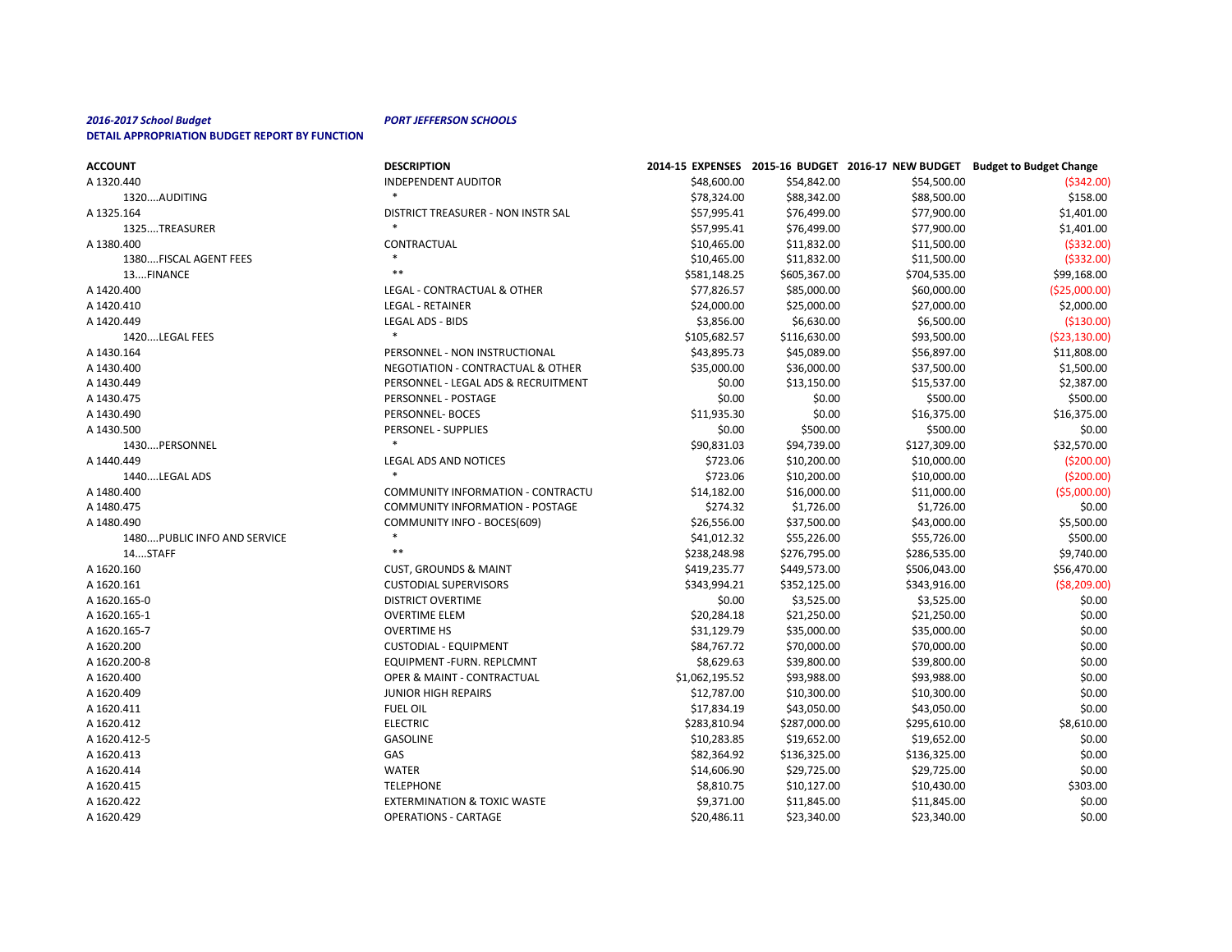***2016-2017 School Budget*** ***PORT JEFFERSON SCHOOLS***

**DETAIL APPROPRIATION BUDGET REPORT BY FUNCTION**

| ACCOUNT | DESCRIPTION | 2014-15 EXPENSES | 2015-16 BUDGET | 2016-17 NEW BUDGET | Budget to Budget Change |
|---|---|---|---|---|---|
| A 1320.440 | INDEPENDENT AUDITOR | $48,600.00 | $54,842.00 | $54,500.00 | ($342.00) |
| 1320....AUDITING | * | $78,324.00 | $88,342.00 | $88,500.00 | $158.00 |
| A 1325.164 | DISTRICT TREASURER - NON INSTR SAL | $57,995.41 | $76,499.00 | $77,900.00 | $1,401.00 |
| 1325....TREASURER | * | $57,995.41 | $76,499.00 | $77,900.00 | $1,401.00 |
| A 1380.400 | CONTRACTUAL | $10,465.00 | $11,832.00 | $11,500.00 | ($332.00) |
| 1380....FISCAL AGENT FEES | * | $10,465.00 | $11,832.00 | $11,500.00 | ($332.00) |
| 13....FINANCE | ** | $581,148.25 | $605,367.00 | $704,535.00 | $99,168.00 |
| A 1420.400 | LEGAL - CONTRACTUAL & OTHER | $77,826.57 | $85,000.00 | $60,000.00 | ($25,000.00) |
| A 1420.410 | LEGAL - RETAINER | $24,000.00 | $25,000.00 | $27,000.00 | $2,000.00 |
| A 1420.449 | LEGAL ADS - BIDS | $3,856.00 | $6,630.00 | $6,500.00 | ($130.00) |
| 1420....LEGAL FEES | * | $105,682.57 | $116,630.00 | $93,500.00 | ($23,130.00) |
| A 1430.164 | PERSONNEL - NON INSTRUCTIONAL | $43,895.73 | $45,089.00 | $56,897.00 | $11,808.00 |
| A 1430.400 | NEGOTIATION - CONTRACTUAL & OTHER | $35,000.00 | $36,000.00 | $37,500.00 | $1,500.00 |
| A 1430.449 | PERSONNEL - LEGAL ADS & RECRUITMENT | $0.00 | $13,150.00 | $15,537.00 | $2,387.00 |
| A 1430.475 | PERSONNEL - POSTAGE | $0.00 | $0.00 | $500.00 | $500.00 |
| A 1430.490 | PERSONNEL- BOCES | $11,935.30 | $0.00 | $16,375.00 | $16,375.00 |
| A 1430.500 | PERSONEL - SUPPLIES | $0.00 | $500.00 | $500.00 | $0.00 |
| 1430....PERSONNEL | * | $90,831.03 | $94,739.00 | $127,309.00 | $32,570.00 |
| A 1440.449 | LEGAL ADS AND NOTICES | $723.06 | $10,200.00 | $10,000.00 | ($200.00) |
| 1440....LEGAL ADS | * | $723.06 | $10,200.00 | $10,000.00 | ($200.00) |
| A 1480.400 | COMMUNITY INFORMATION - CONTRACTU | $14,182.00 | $16,000.00 | $11,000.00 | ($5,000.00) |
| A 1480.475 | COMMUNITY INFORMATION - POSTAGE | $274.32 | $1,726.00 | $1,726.00 | $0.00 |
| A 1480.490 | COMMUNITY INFO - BOCES(609) | $26,556.00 | $37,500.00 | $43,000.00 | $5,500.00 |
| 1480....PUBLIC INFO AND SERVICE | * | $41,012.32 | $55,226.00 | $55,726.00 | $500.00 |
| 14....STAFF | ** | $238,248.98 | $276,795.00 | $286,535.00 | $9,740.00 |
| A 1620.160 | CUST, GROUNDS & MAINT | $419,235.77 | $449,573.00 | $506,043.00 | $56,470.00 |
| A 1620.161 | CUSTODIAL SUPERVISORS | $343,994.21 | $352,125.00 | $343,916.00 | ($8,209.00) |
| A 1620.165-0 | DISTRICT OVERTIME | $0.00 | $3,525.00 | $3,525.00 | $0.00 |
| A 1620.165-1 | OVERTIME ELEM | $20,284.18 | $21,250.00 | $21,250.00 | $0.00 |
| A 1620.165-7 | OVERTIME HS | $31,129.79 | $35,000.00 | $35,000.00 | $0.00 |
| A 1620.200 | CUSTODIAL - EQUIPMENT | $84,767.72 | $70,000.00 | $70,000.00 | $0.00 |
| A 1620.200-8 | EQUIPMENT -FURN. REPLCMNT | $8,629.63 | $39,800.00 | $39,800.00 | $0.00 |
| A 1620.400 | OPER & MAINT - CONTRACTUAL | $1,062,195.52 | $93,988.00 | $93,988.00 | $0.00 |
| A 1620.409 | JUNIOR HIGH REPAIRS | $12,787.00 | $10,300.00 | $10,300.00 | $0.00 |
| A 1620.411 | FUEL OIL | $17,834.19 | $43,050.00 | $43,050.00 | $0.00 |
| A 1620.412 | ELECTRIC | $283,810.94 | $287,000.00 | $295,610.00 | $8,610.00 |
| A 1620.412-5 | GASOLINE | $10,283.85 | $19,652.00 | $19,652.00 | $0.00 |
| A 1620.413 | GAS | $82,364.92 | $136,325.00 | $136,325.00 | $0.00 |
| A 1620.414 | WATER | $14,606.90 | $29,725.00 | $29,725.00 | $0.00 |
| A 1620.415 | TELEPHONE | $8,810.75 | $10,127.00 | $10,430.00 | $303.00 |
| A 1620.422 | EXTERMINATION & TOXIC WASTE | $9,371.00 | $11,845.00 | $11,845.00 | $0.00 |
| A 1620.429 | OPERATIONS - CARTAGE | $20,486.11 | $23,340.00 | $23,340.00 | $0.00 |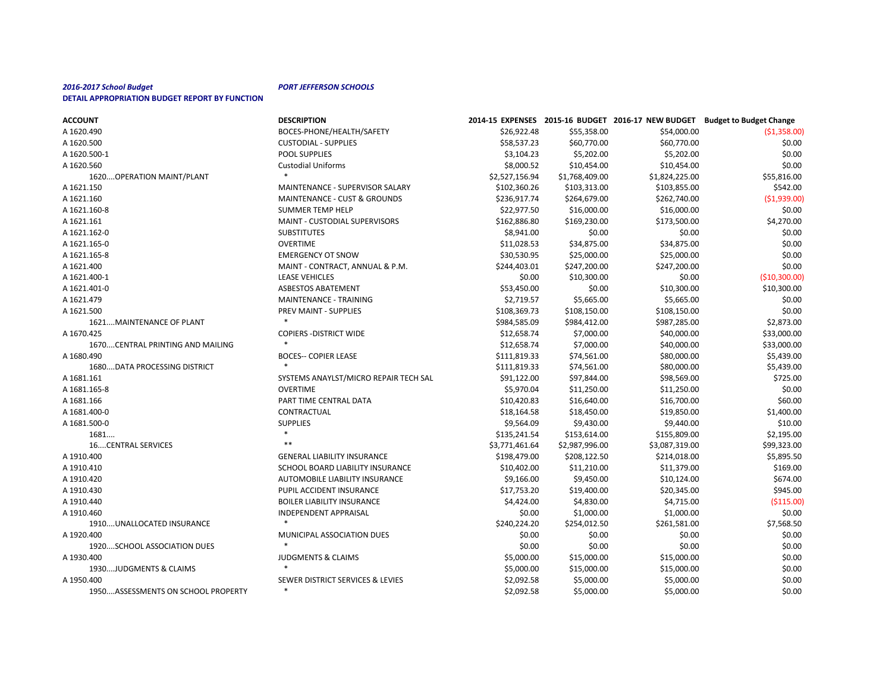*2016-2017 School Budget* ***PORT JEFFERSON SCHOOLS***

**DETAIL APPROPRIATION BUDGET REPORT BY FUNCTION**

| ACCOUNT | DESCRIPTION | 2014-15 EXPENSES | 2015-16 BUDGET | 2016-17 NEW BUDGET | Budget to Budget Change |
|---|---|---|---|---|---|
| A 1620.490 | BOCES-PHONE/HEALTH/SAFETY | $26,922.48 | $55,358.00 | $54,000.00 | ($1,358.00) |
| A 1620.500 | CUSTODIAL - SUPPLIES | $58,537.23 | $60,770.00 | $60,770.00 | $0.00 |
| A 1620.500-1 | POOL SUPPLIES | $3,104.23 | $5,202.00 | $5,202.00 | $0.00 |
| A 1620.560 | Custodial Uniforms | $8,000.52 | $10,454.00 | $10,454.00 | $0.00 |
| 1620....OPERATION MAINT/PLANT | * | $2,527,156.94 | $1,768,409.00 | $1,824,225.00 | $55,816.00 |
| A 1621.150 | MAINTENANCE - SUPERVISOR SALARY | $102,360.26 | $103,313.00 | $103,855.00 | $542.00 |
| A 1621.160 | MAINTENANCE - CUST & GROUNDS | $236,917.74 | $264,679.00 | $262,740.00 | ($1,939.00) |
| A 1621.160-8 | SUMMER TEMP HELP | $22,977.50 | $16,000.00 | $16,000.00 | $0.00 |
| A 1621.161 | MAINT - CUSTODIAL SUPERVISORS | $162,886.80 | $169,230.00 | $173,500.00 | $4,270.00 |
| A 1621.162-0 | SUBSTITUTES | $8,941.00 | $0.00 | $0.00 | $0.00 |
| A 1621.165-0 | OVERTIME | $11,028.53 | $34,875.00 | $34,875.00 | $0.00 |
| A 1621.165-8 | EMERGENCY OT SNOW | $30,530.95 | $25,000.00 | $25,000.00 | $0.00 |
| A 1621.400 | MAINT - CONTRACT, ANNUAL & P.M. | $244,403.01 | $247,200.00 | $247,200.00 | $0.00 |
| A 1621.400-1 | LEASE VEHICLES | $0.00 | $10,300.00 | $0.00 | ($10,300.00) |
| A 1621.401-0 | ASBESTOS ABATEMENT | $53,450.00 | $0.00 | $10,300.00 | $10,300.00 |
| A 1621.479 | MAINTENANCE - TRAINING | $2,719.57 | $5,665.00 | $5,665.00 | $0.00 |
| A 1621.500 | PREV MAINT - SUPPLIES | $108,369.73 | $108,150.00 | $108,150.00 | $0.00 |
| 1621....MAINTENANCE OF PLANT | * | $984,585.09 | $984,412.00 | $987,285.00 | $2,873.00 |
| A 1670.425 | COPIERS -DISTRICT WIDE | $12,658.74 | $7,000.00 | $40,000.00 | $33,000.00 |
| 1670....CENTRAL PRINTING AND MAILING | * | $12,658.74 | $7,000.00 | $40,000.00 | $33,000.00 |
| A 1680.490 | BOCES-- COPIER LEASE | $111,819.33 | $74,561.00 | $80,000.00 | $5,439.00 |
| 1680....DATA PROCESSING DISTRICT | * | $111,819.33 | $74,561.00 | $80,000.00 | $5,439.00 |
| A 1681.161 | SYSTEMS ANAYLST/MICRO REPAIR TECH SAL | $91,122.00 | $97,844.00 | $98,569.00 | $725.00 |
| A 1681.165-8 | OVERTIME | $5,970.04 | $11,250.00 | $11,250.00 | $0.00 |
| A 1681.166 | PART TIME CENTRAL DATA | $10,420.83 | $16,640.00 | $16,700.00 | $60.00 |
| A 1681.400-0 | CONTRACTUAL | $18,164.58 | $18,450.00 | $19,850.00 | $1,400.00 |
| A 1681.500-0 | SUPPLIES | $9,564.09 | $9,430.00 | $9,440.00 | $10.00 |
| 1681.... | * | $135,241.54 | $153,614.00 | $155,809.00 | $2,195.00 |
| 16....CENTRAL SERVICES | ** | $3,771,461.64 | $2,987,996.00 | $3,087,319.00 | $99,323.00 |
| A 1910.400 | GENERAL LIABILITY INSURANCE | $198,479.00 | $208,122.50 | $214,018.00 | $5,895.50 |
| A 1910.410 | SCHOOL BOARD LIABILITY INSURANCE | $10,402.00 | $11,210.00 | $11,379.00 | $169.00 |
| A 1910.420 | AUTOMOBILE LIABILITY INSURANCE | $9,166.00 | $9,450.00 | $10,124.00 | $674.00 |
| A 1910.430 | PUPIL ACCIDENT INSURANCE | $17,753.20 | $19,400.00 | $20,345.00 | $945.00 |
| A 1910.440 | BOILER LIABILITY INSURANCE | $4,424.00 | $4,830.00 | $4,715.00 | ($115.00) |
| A 1910.460 | INDEPENDENT APPRAISAL | $0.00 | $1,000.00 | $1,000.00 | $0.00 |
| 1910....UNALLOCATED INSURANCE | * | $240,224.20 | $254,012.50 | $261,581.00 | $7,568.50 |
| A 1920.400 | MUNICIPAL ASSOCIATION DUES | $0.00 | $0.00 | $0.00 | $0.00 |
| 1920....SCHOOL ASSOCIATION DUES | * | $0.00 | $0.00 | $0.00 | $0.00 |
| A 1930.400 | JUDGMENTS & CLAIMS | $5,000.00 | $15,000.00 | $15,000.00 | $0.00 |
| 1930....JUDGMENTS & CLAIMS | * | $5,000.00 | $15,000.00 | $15,000.00 | $0.00 |
| A 1950.400 | SEWER DISTRICT SERVICES & LEVIES | $2,092.58 | $5,000.00 | $5,000.00 | $0.00 |
| 1950....ASSESSMENTS ON SCHOOL PROPERTY | * | $2,092.58 | $5,000.00 | $5,000.00 | $0.00 |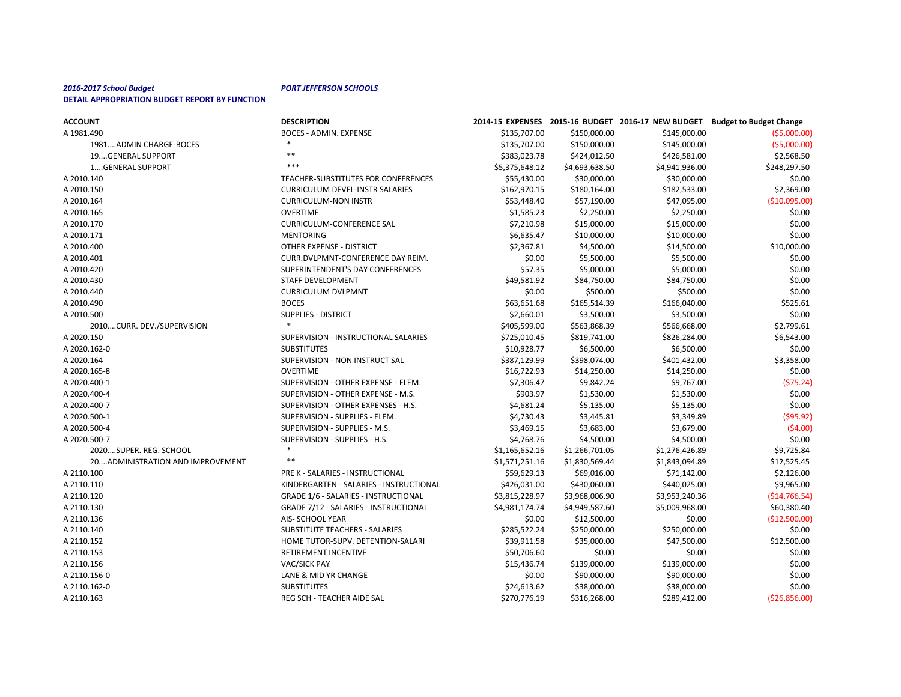*2016-2017 School Budget* *PORT JEFFERSON SCHOOLS*

**DETAIL APPROPRIATION BUDGET REPORT BY FUNCTION**

| ACCOUNT | DESCRIPTION | 2014-15 EXPENSES | 2015-16 BUDGET | 2016-17 NEW BUDGET | Budget to Budget Change |
|---|---|---|---|---|---|
| A 1981.490 | BOCES - ADMIN. EXPENSE | $135,707.00 | $150,000.00 | $145,000.00 | ($5,000.00) |
| 1981....ADMIN CHARGE-BOCES | * | $135,707.00 | $150,000.00 | $145,000.00 | ($5,000.00) |
| 19....GENERAL SUPPORT | ** | $383,023.78 | $424,012.50 | $426,581.00 | $2,568.50 |
| 1....GENERAL SUPPORT | *** | $5,375,648.12 | $4,693,638.50 | $4,941,936.00 | $248,297.50 |
| A 2010.140 | TEACHER-SUBSTITUTES FOR CONFERENCES | $55,430.00 | $30,000.00 | $30,000.00 | $0.00 |
| A 2010.150 | CURRICULUM DEVEL-INSTR SALARIES | $162,970.15 | $180,164.00 | $182,533.00 | $2,369.00 |
| A 2010.164 | CURRICULUM-NON INSTR | $53,448.40 | $57,190.00 | $47,095.00 | ($10,095.00) |
| A 2010.165 | OVERTIME | $1,585.23 | $2,250.00 | $2,250.00 | $0.00 |
| A 2010.170 | CURRICULUM-CONFERENCE SAL | $7,210.98 | $15,000.00 | $15,000.00 | $0.00 |
| A 2010.171 | MENTORING | $6,635.47 | $10,000.00 | $10,000.00 | $0.00 |
| A 2010.400 | OTHER EXPENSE - DISTRICT | $2,367.81 | $4,500.00 | $14,500.00 | $10,000.00 |
| A 2010.401 | CURR.DVLPMNT-CONFERENCE DAY REIM. | $0.00 | $5,500.00 | $5,500.00 | $0.00 |
| A 2010.420 | SUPERINTENDENT'S DAY CONFERENCES | $57.35 | $5,000.00 | $5,000.00 | $0.00 |
| A 2010.430 | STAFF DEVELOPMENT | $49,581.92 | $84,750.00 | $84,750.00 | $0.00 |
| A 2010.440 | CURRICULUM DVLPMNT | $0.00 | $500.00 | $500.00 | $0.00 |
| A 2010.490 | BOCES | $63,651.68 | $165,514.39 | $166,040.00 | $525.61 |
| A 2010.500 | SUPPLIES - DISTRICT | $2,660.01 | $3,500.00 | $3,500.00 | $0.00 |
| 2010....CURR. DEV./SUPERVISION | * | $405,599.00 | $563,868.39 | $566,668.00 | $2,799.61 |
| A 2020.150 | SUPERVISION - INSTRUCTIONAL SALARIES | $725,010.45 | $819,741.00 | $826,284.00 | $6,543.00 |
| A 2020.162-0 | SUBSTITUTES | $10,928.77 | $6,500.00 | $6,500.00 | $0.00 |
| A 2020.164 | SUPERVISION - NON INSTRUCT SAL | $387,129.99 | $398,074.00 | $401,432.00 | $3,358.00 |
| A 2020.165-8 | OVERTIME | $16,722.93 | $14,250.00 | $14,250.00 | $0.00 |
| A 2020.400-1 | SUPERVISION - OTHER EXPENSE - ELEM. | $7,306.47 | $9,842.24 | $9,767.00 | ($75.24) |
| A 2020.400-4 | SUPERVISION - OTHER EXPENSE - M.S. | $903.97 | $1,530.00 | $1,530.00 | $0.00 |
| A 2020.400-7 | SUPERVISION - OTHER EXPENSES - H.S. | $4,681.24 | $5,135.00 | $5,135.00 | $0.00 |
| A 2020.500-1 | SUPERVISION - SUPPLIES - ELEM. | $4,730.43 | $3,445.81 | $3,349.89 | ($95.92) |
| A 2020.500-4 | SUPERVISION - SUPPLIES - M.S. | $3,469.15 | $3,683.00 | $3,679.00 | ($4.00) |
| A 2020.500-7 | SUPERVISION - SUPPLIES - H.S. | $4,768.76 | $4,500.00 | $4,500.00 | $0.00 |
| 2020....SUPER. REG. SCHOOL | * | $1,165,652.16 | $1,266,701.05 | $1,276,426.89 | $9,725.84 |
| 20....ADMINISTRATION AND IMPROVEMENT | ** | $1,571,251.16 | $1,830,569.44 | $1,843,094.89 | $12,525.45 |
| A 2110.100 | PRE K - SALARIES - INSTRUCTIONAL | $59,629.13 | $69,016.00 | $71,142.00 | $2,126.00 |
| A 2110.110 | KINDERGARTEN - SALARIES - INSTRUCTIONAL | $426,031.00 | $430,060.00 | $440,025.00 | $9,965.00 |
| A 2110.120 | GRADE 1/6 - SALARIES - INSTRUCTIONAL | $3,815,228.97 | $3,968,006.90 | $3,953,240.36 | ($14,766.54) |
| A 2110.130 | GRADE 7/12 - SALARIES - INSTRUCTIONAL | $4,981,174.74 | $4,949,587.60 | $5,009,968.00 | $60,380.40 |
| A 2110.136 | AIS- SCHOOL YEAR | $0.00 | $12,500.00 | $0.00 | ($12,500.00) |
| A 2110.140 | SUBSTITUTE TEACHERS - SALARIES | $285,522.24 | $250,000.00 | $250,000.00 | $0.00 |
| A 2110.152 | HOME TUTOR-SUPV. DETENTION-SALARI | $39,911.58 | $35,000.00 | $47,500.00 | $12,500.00 |
| A 2110.153 | RETIREMENT INCENTIVE | $50,706.60 | $0.00 | $0.00 | $0.00 |
| A 2110.156 | VAC/SICK PAY | $15,436.74 | $139,000.00 | $139,000.00 | $0.00 |
| A 2110.156-0 | LANE & MID YR CHANGE | $0.00 | $90,000.00 | $90,000.00 | $0.00 |
| A 2110.162-0 | SUBSTITUTES | $24,613.62 | $38,000.00 | $38,000.00 | $0.00 |
| A 2110.163 | REG SCH - TEACHER AIDE SAL | $270,776.19 | $316,268.00 | $289,412.00 | ($26,856.00) |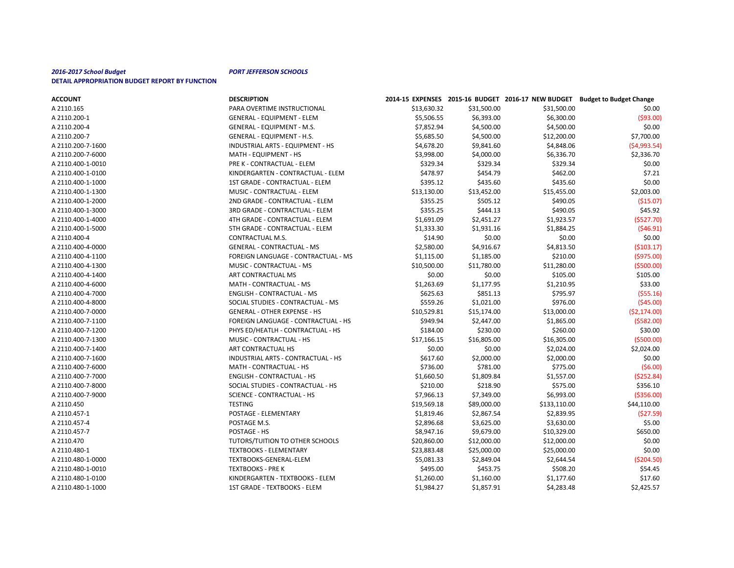***2016-2017 School Budget*** ***PORT JEFFERSON SCHOOLS***

**DETAIL APPROPRIATION BUDGET REPORT BY FUNCTION**

| ACCOUNT | DESCRIPTION | 2014-15 EXPENSES | 2015-16 BUDGET | 2016-17 NEW BUDGET | Budget to Budget Change |
|---|---|---|---|---|---|
| A 2110.165 | PARA OVERTIME INSTRUCTIONAL | $13,630.32 | $31,500.00 | $31,500.00 | $0.00 |
| A 2110.200-1 | GENERAL - EQUIPMENT - ELEM | $5,506.55 | $6,393.00 | $6,300.00 | ($93.00) |
| A 2110.200-4 | GENERAL - EQUIPMENT - M.S. | $7,852.94 | $4,500.00 | $4,500.00 | $0.00 |
| A 2110.200-7 | GENERAL - EQUIPMENT - H.S. | $5,685.50 | $4,500.00 | $12,200.00 | $7,700.00 |
| A 2110.200-7-1600 | INDUSTRIAL ARTS - EQUIPMENT - HS | $4,678.20 | $9,841.60 | $4,848.06 | ($4,993.54) |
| A 2110.200-7-6000 | MATH - EQUIPMENT - HS | $3,998.00 | $4,000.00 | $6,336.70 | $2,336.70 |
| A 2110.400-1-0010 | PRE K - CONTRACTUAL - ELEM | $329.34 | $329.34 | $329.34 | $0.00 |
| A 2110.400-1-0100 | KINDERGARTEN - CONTRACTUAL - ELEM | $478.97 | $454.79 | $462.00 | $7.21 |
| A 2110.400-1-1000 | 1ST GRADE - CONTRACTUAL - ELEM | $395.12 | $435.60 | $435.60 | $0.00 |
| A 2110.400-1-1300 | MUSIC - CONTRACTUAL - ELEM | $13,130.00 | $13,452.00 | $15,455.00 | $2,003.00 |
| A 2110.400-1-2000 | 2ND GRADE - CONTRACTUAL - ELEM | $355.25 | $505.12 | $490.05 | ($15.07) |
| A 2110.400-1-3000 | 3RD GRADE - CONTRACTUAL - ELEM | $355.25 | $444.13 | $490.05 | $45.92 |
| A 2110.400-1-4000 | 4TH GRADE - CONTRACTUAL - ELEM | $1,691.09 | $2,451.27 | $1,923.57 | ($527.70) |
| A 2110.400-1-5000 | 5TH GRADE - CONTRACTUAL - ELEM | $1,333.30 | $1,931.16 | $1,884.25 | ($46.91) |
| A 2110.400-4 | CONTRACTUAL M.S. | $14.90 | $0.00 | $0.00 | $0.00 |
| A 2110.400-4-0000 | GENERAL - CONTRACTUAL - MS | $2,580.00 | $4,916.67 | $4,813.50 | ($103.17) |
| A 2110.400-4-1100 | FOREIGN LANGUAGE - CONTRACTUAL - MS | $1,115.00 | $1,185.00 | $210.00 | ($975.00) |
| A 2110.400-4-1300 | MUSIC - CONTRACTUAL - MS | $10,500.00 | $11,780.00 | $11,280.00 | ($500.00) |
| A 2110.400-4-1400 | ART CONTRACTUAL MS | $0.00 | $0.00 | $105.00 | $105.00 |
| A 2110.400-4-6000 | MATH - CONTRACTUAL - MS | $1,263.69 | $1,177.95 | $1,210.95 | $33.00 |
| A 2110.400-4-7000 | ENGLISH - CONTRACTUAL - MS | $625.63 | $851.13 | $795.97 | ($55.16) |
| A 2110.400-4-8000 | SOCIAL STUDIES - CONTRACTUAL - MS | $559.26 | $1,021.00 | $976.00 | ($45.00) |
| A 2110.400-7-0000 | GENERAL - OTHER EXPENSE - HS | $10,529.81 | $15,174.00 | $13,000.00 | ($2,174.00) |
| A 2110.400-7-1100 | FOREIGN LANGUAGE - CONTRACTUAL - HS | $949.94 | $2,447.00 | $1,865.00 | ($582.00) |
| A 2110.400-7-1200 | PHYS ED/HEATLH - CONTRACTUAL - HS | $184.00 | $230.00 | $260.00 | $30.00 |
| A 2110.400-7-1300 | MUSIC - CONTRACTUAL - HS | $17,166.15 | $16,805.00 | $16,305.00 | ($500.00) |
| A 2110.400-7-1400 | ART CONTRACTUAL HS | $0.00 | $0.00 | $2,024.00 | $2,024.00 |
| A 2110.400-7-1600 | INDUSTRIAL ARTS - CONTRACTUAL - HS | $617.60 | $2,000.00 | $2,000.00 | $0.00 |
| A 2110.400-7-6000 | MATH - CONTRACTUAL - HS | $736.00 | $781.00 | $775.00 | ($6.00) |
| A 2110.400-7-7000 | ENGLISH - CONTRACTUAL - HS | $1,660.50 | $1,809.84 | $1,557.00 | ($252.84) |
| A 2110.400-7-8000 | SOCIAL STUDIES - CONTRACTUAL - HS | $210.00 | $218.90 | $575.00 | $356.10 |
| A 2110.400-7-9000 | SCIENCE - CONTRACTUAL - HS | $7,966.13 | $7,349.00 | $6,993.00 | ($356.00) |
| A 2110.450 | TESTING | $19,569.18 | $89,000.00 | $133,110.00 | $44,110.00 |
| A 2110.457-1 | POSTAGE - ELEMENTARY | $1,819.46 | $2,867.54 | $2,839.95 | ($27.59) |
| A 2110.457-4 | POSTAGE M.S. | $2,896.68 | $3,625.00 | $3,630.00 | $5.00 |
| A 2110.457-7 | POSTAGE - HS | $8,947.16 | $9,679.00 | $10,329.00 | $650.00 |
| A 2110.470 | TUTORS/TUITION TO OTHER SCHOOLS | $20,860.00 | $12,000.00 | $12,000.00 | $0.00 |
| A 2110.480-1 | TEXTBOOKS - ELEMENTARY | $23,883.48 | $25,000.00 | $25,000.00 | $0.00 |
| A 2110.480-1-0000 | TEXTBOOKS-GENERAL-ELEM | $5,081.33 | $2,849.04 | $2,644.54 | ($204.50) |
| A 2110.480-1-0010 | TEXTBOOKS - PRE K | $495.00 | $453.75 | $508.20 | $54.45 |
| A 2110.480-1-0100 | KINDERGARTEN - TEXTBOOKS - ELEM | $1,260.00 | $1,160.00 | $1,177.60 | $17.60 |
| A 2110.480-1-1000 | 1ST GRADE - TEXTBOOKS - ELEM | $1,984.27 | $1,857.91 | $4,283.48 | $2,425.57 |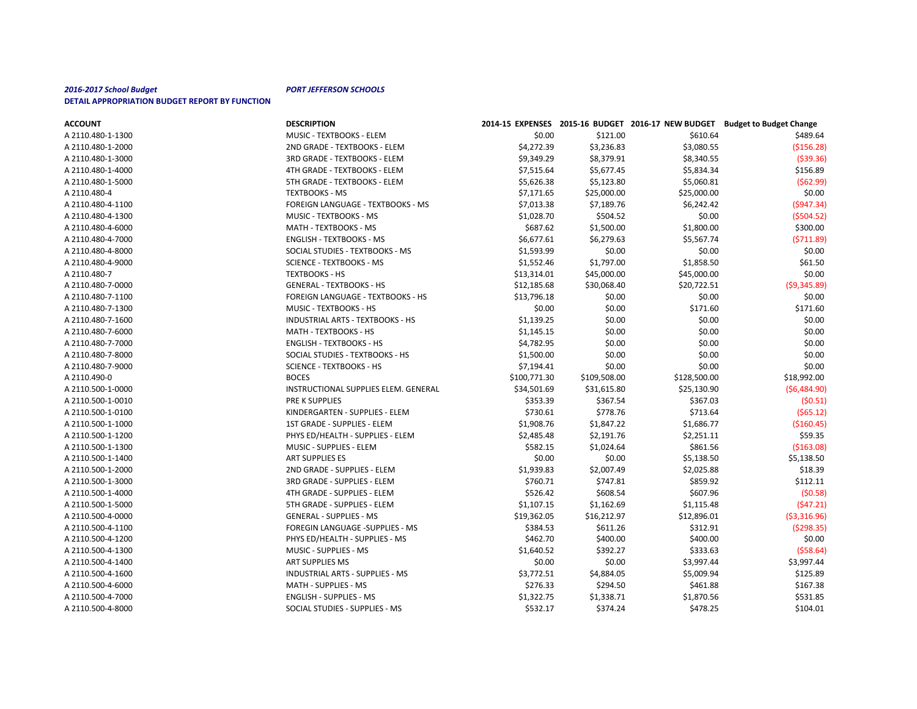***2016-2017 School Budget*** ***PORT JEFFERSON SCHOOLS***

**DETAIL APPROPRIATION BUDGET REPORT BY FUNCTION**

| ACCOUNT | DESCRIPTION | 2014-15 EXPENSES | 2015-16 BUDGET | 2016-17 NEW BUDGET | Budget to Budget Change |
|---|---|---|---|---|---|
| A 2110.480-1-1300 | MUSIC - TEXTBOOKS - ELEM | $0.00 | $121.00 | $610.64 | $489.64 |
| A 2110.480-1-2000 | 2ND GRADE - TEXTBOOKS - ELEM | $4,272.39 | $3,236.83 | $3,080.55 | ($156.28) |
| A 2110.480-1-3000 | 3RD GRADE - TEXTBOOKS - ELEM | $9,349.29 | $8,379.91 | $8,340.55 | ($39.36) |
| A 2110.480-1-4000 | 4TH GRADE - TEXTBOOKS - ELEM | $7,515.64 | $5,677.45 | $5,834.34 | $156.89 |
| A 2110.480-1-5000 | 5TH GRADE - TEXTBOOKS - ELEM | $5,626.38 | $5,123.80 | $5,060.81 | ($62.99) |
| A 2110.480-4 | TEXTBOOKS - MS | $7,171.65 | $25,000.00 | $25,000.00 | $0.00 |
| A 2110.480-4-1100 | FOREIGN LANGUAGE - TEXTBOOKS - MS | $7,013.38 | $7,189.76 | $6,242.42 | ($947.34) |
| A 2110.480-4-1300 | MUSIC - TEXTBOOKS - MS | $1,028.70 | $504.52 | $0.00 | ($504.52) |
| A 2110.480-4-6000 | MATH - TEXTBOOKS - MS | $687.62 | $1,500.00 | $1,800.00 | $300.00 |
| A 2110.480-4-7000 | ENGLISH - TEXTBOOKS - MS | $6,677.61 | $6,279.63 | $5,567.74 | ($711.89) |
| A 2110.480-4-8000 | SOCIAL STUDIES - TEXTBOOKS - MS | $1,593.99 | $0.00 | $0.00 | $0.00 |
| A 2110.480-4-9000 | SCIENCE - TEXTBOOKS - MS | $1,552.46 | $1,797.00 | $1,858.50 | $61.50 |
| A 2110.480-7 | TEXTBOOKS - HS | $13,314.01 | $45,000.00 | $45,000.00 | $0.00 |
| A 2110.480-7-0000 | GENERAL - TEXTBOOKS - HS | $12,185.68 | $30,068.40 | $20,722.51 | ($9,345.89) |
| A 2110.480-7-1100 | FOREIGN LANGUAGE - TEXTBOOKS - HS | $13,796.18 | $0.00 | $0.00 | $0.00 |
| A 2110.480-7-1300 | MUSIC - TEXTBOOKS - HS | $0.00 | $0.00 | $171.60 | $171.60 |
| A 2110.480-7-1600 | INDUSTRIAL ARTS - TEXTBOOKS - HS | $1,139.25 | $0.00 | $0.00 | $0.00 |
| A 2110.480-7-6000 | MATH - TEXTBOOKS - HS | $1,145.15 | $0.00 | $0.00 | $0.00 |
| A 2110.480-7-7000 | ENGLISH - TEXTBOOKS - HS | $4,782.95 | $0.00 | $0.00 | $0.00 |
| A 2110.480-7-8000 | SOCIAL STUDIES - TEXTBOOKS - HS | $1,500.00 | $0.00 | $0.00 | $0.00 |
| A 2110.480-7-9000 | SCIENCE - TEXTBOOKS - HS | $7,194.41 | $0.00 | $0.00 | $0.00 |
| A 2110.490-0 | BOCES | $100,771.30 | $109,508.00 | $128,500.00 | $18,992.00 |
| A 2110.500-1-0000 | INSTRUCTIONAL SUPPLIES ELEM. GENERAL | $34,501.69 | $31,615.80 | $25,130.90 | ($6,484.90) |
| A 2110.500-1-0010 | PRE K SUPPLIES | $353.39 | $367.54 | $367.03 | ($0.51) |
| A 2110.500-1-0100 | KINDERGARTEN - SUPPLIES - ELEM | $730.61 | $778.76 | $713.64 | ($65.12) |
| A 2110.500-1-1000 | 1ST GRADE - SUPPLIES - ELEM | $1,908.76 | $1,847.22 | $1,686.77 | ($160.45) |
| A 2110.500-1-1200 | PHYS ED/HEALTH - SUPPLIES - ELEM | $2,485.48 | $2,191.76 | $2,251.11 | $59.35 |
| A 2110.500-1-1300 | MUSIC - SUPPLIES - ELEM | $582.15 | $1,024.64 | $861.56 | ($163.08) |
| A 2110.500-1-1400 | ART SUPPLIES ES | $0.00 | $0.00 | $5,138.50 | $5,138.50 |
| A 2110.500-1-2000 | 2ND GRADE - SUPPLIES - ELEM | $1,939.83 | $2,007.49 | $2,025.88 | $18.39 |
| A 2110.500-1-3000 | 3RD GRADE - SUPPLIES - ELEM | $760.71 | $747.81 | $859.92 | $112.11 |
| A 2110.500-1-4000 | 4TH GRADE - SUPPLIES - ELEM | $526.42 | $608.54 | $607.96 | ($0.58) |
| A 2110.500-1-5000 | 5TH GRADE - SUPPLIES - ELEM | $1,107.15 | $1,162.69 | $1,115.48 | ($47.21) |
| A 2110.500-4-0000 | GENERAL - SUPPLIES - MS | $19,362.05 | $16,212.97 | $12,896.01 | ($3,316.96) |
| A 2110.500-4-1100 | FOREGIN LANGUAGE -SUPPLIES - MS | $384.53 | $611.26 | $312.91 | ($298.35) |
| A 2110.500-4-1200 | PHYS ED/HEALTH - SUPPLIES - MS | $462.70 | $400.00 | $400.00 | $0.00 |
| A 2110.500-4-1300 | MUSIC - SUPPLIES - MS | $1,640.52 | $392.27 | $333.63 | ($58.64) |
| A 2110.500-4-1400 | ART SUPPLIES MS | $0.00 | $0.00 | $3,997.44 | $3,997.44 |
| A 2110.500-4-1600 | INDUSTRIAL ARTS - SUPPLIES - MS | $3,772.51 | $4,884.05 | $5,009.94 | $125.89 |
| A 2110.500-4-6000 | MATH - SUPPLIES - MS | $276.33 | $294.50 | $461.88 | $167.38 |
| A 2110.500-4-7000 | ENGLISH - SUPPLIES - MS | $1,322.75 | $1,338.71 | $1,870.56 | $531.85 |
| A 2110.500-4-8000 | SOCIAL STUDIES - SUPPLIES - MS | $532.17 | $374.24 | $478.25 | $104.01 |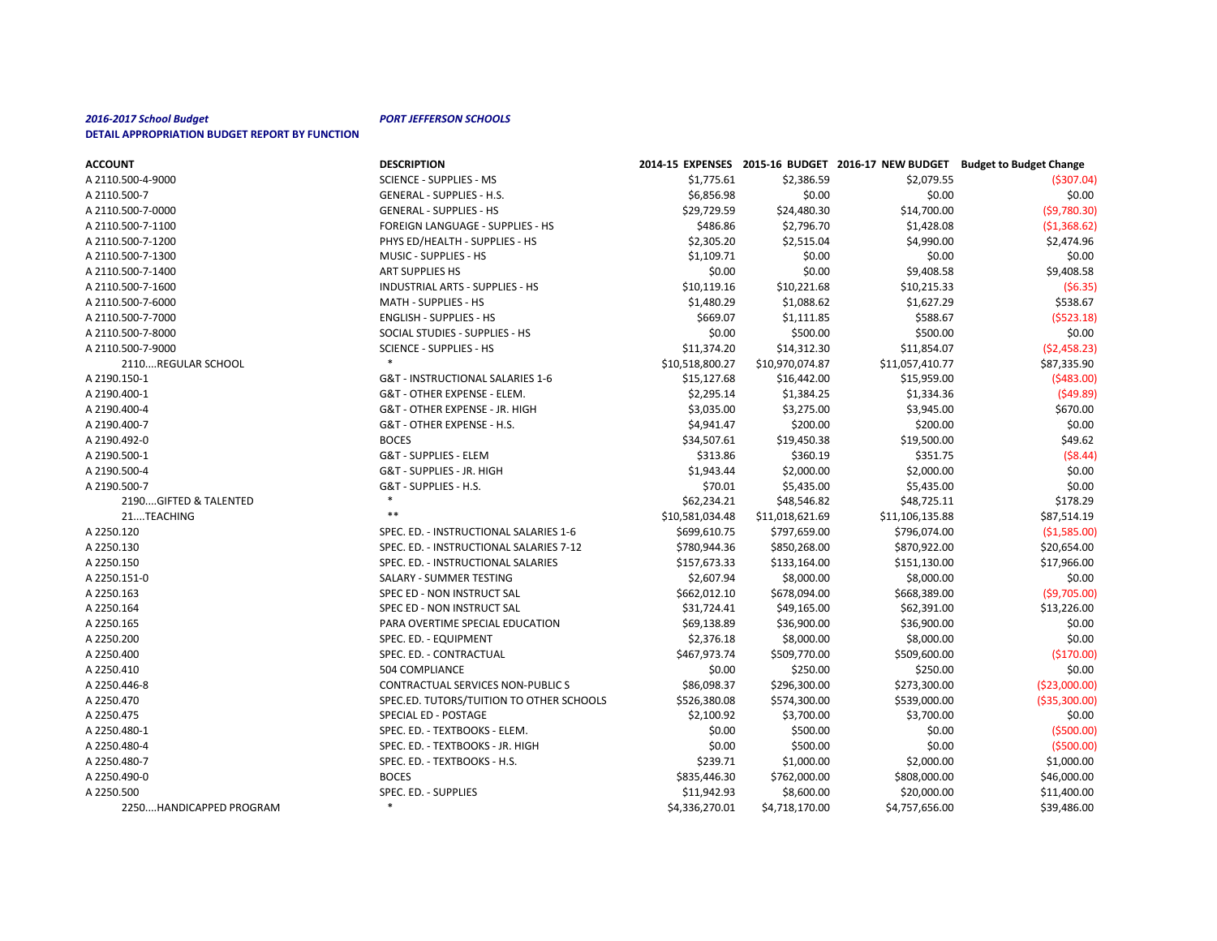***2016-2017 School Budget*** ***PORT JEFFERSON SCHOOLS***

**DETAIL APPROPRIATION BUDGET REPORT BY FUNCTION**

| ACCOUNT | DESCRIPTION | 2014-15 EXPENSES | 2015-16 BUDGET | 2016-17 NEW BUDGET | Budget to Budget Change |
|---|---|---|---|---|---|
| A 2110.500-4-9000 | SCIENCE - SUPPLIES - MS | $1,775.61 | $2,386.59 | $2,079.55 | ($307.04) |
| A 2110.500-7 | GENERAL - SUPPLIES - H.S. | $6,856.98 | $0.00 | $0.00 | $0.00 |
| A 2110.500-7-0000 | GENERAL - SUPPLIES - HS | $29,729.59 | $24,480.30 | $14,700.00 | ($9,780.30) |
| A 2110.500-7-1100 | FOREIGN LANGUAGE - SUPPLIES - HS | $486.86 | $2,796.70 | $1,428.08 | ($1,368.62) |
| A 2110.500-7-1200 | PHYS ED/HEALTH - SUPPLIES - HS | $2,305.20 | $2,515.04 | $4,990.00 | $2,474.96 |
| A 2110.500-7-1300 | MUSIC - SUPPLIES - HS | $1,109.71 | $0.00 | $0.00 | $0.00 |
| A 2110.500-7-1400 | ART SUPPLIES HS | $0.00 | $0.00 | $9,408.58 | $9,408.58 |
| A 2110.500-7-1600 | INDUSTRIAL ARTS - SUPPLIES - HS | $10,119.16 | $10,221.68 | $10,215.33 | ($6.35) |
| A 2110.500-7-6000 | MATH - SUPPLIES - HS | $1,480.29 | $1,088.62 | $1,627.29 | $538.67 |
| A 2110.500-7-7000 | ENGLISH - SUPPLIES - HS | $669.07 | $1,111.85 | $588.67 | ($523.18) |
| A 2110.500-7-8000 | SOCIAL STUDIES - SUPPLIES - HS | $0.00 | $500.00 | $500.00 | $0.00 |
| A 2110.500-7-9000 | SCIENCE - SUPPLIES - HS | $11,374.20 | $14,312.30 | $11,854.07 | ($2,458.23) |
| 2110....REGULAR SCHOOL | * | $10,518,800.27 | $10,970,074.87 | $11,057,410.77 | $87,335.90 |
| A 2190.150-1 | G&T - INSTRUCTIONAL SALARIES 1-6 | $15,127.68 | $16,442.00 | $15,959.00 | ($483.00) |
| A 2190.400-1 | G&T - OTHER EXPENSE - ELEM. | $2,295.14 | $1,384.25 | $1,334.36 | ($49.89) |
| A 2190.400-4 | G&T - OTHER EXPENSE - JR. HIGH | $3,035.00 | $3,275.00 | $3,945.00 | $670.00 |
| A 2190.400-7 | G&T - OTHER EXPENSE - H.S. | $4,941.47 | $200.00 | $200.00 | $0.00 |
| A 2190.492-0 | BOCES | $34,507.61 | $19,450.38 | $19,500.00 | $49.62 |
| A 2190.500-1 | G&T - SUPPLIES - ELEM | $313.86 | $360.19 | $351.75 | ($8.44) |
| A 2190.500-4 | G&T - SUPPLIES - JR. HIGH | $1,943.44 | $2,000.00 | $2,000.00 | $0.00 |
| A 2190.500-7 | G&T - SUPPLIES - H.S. | $70.01 | $5,435.00 | $5,435.00 | $0.00 |
| 2190....GIFTED & TALENTED | * | $62,234.21 | $48,546.82 | $48,725.11 | $178.29 |
| 21....TEACHING | ** | $10,581,034.48 | $11,018,621.69 | $11,106,135.88 | $87,514.19 |
| A 2250.120 | SPEC. ED. - INSTRUCTIONAL SALARIES 1-6 | $699,610.75 | $797,659.00 | $796,074.00 | ($1,585.00) |
| A 2250.130 | SPEC. ED. - INSTRUCTIONAL SALARIES 7-12 | $780,944.36 | $850,268.00 | $870,922.00 | $20,654.00 |
| A 2250.150 | SPEC. ED. - INSTRUCTIONAL SALARIES | $157,673.33 | $133,164.00 | $151,130.00 | $17,966.00 |
| A 2250.151-0 | SALARY - SUMMER TESTING | $2,607.94 | $8,000.00 | $8,000.00 | $0.00 |
| A 2250.163 | SPEC ED - NON INSTRUCT SAL | $662,012.10 | $678,094.00 | $668,389.00 | ($9,705.00) |
| A 2250.164 | SPEC ED - NON INSTRUCT SAL | $31,724.41 | $49,165.00 | $62,391.00 | $13,226.00 |
| A 2250.165 | PARA OVERTIME SPECIAL EDUCATION | $69,138.89 | $36,900.00 | $36,900.00 | $0.00 |
| A 2250.200 | SPEC. ED. - EQUIPMENT | $2,376.18 | $8,000.00 | $8,000.00 | $0.00 |
| A 2250.400 | SPEC. ED. - CONTRACTUAL | $467,973.74 | $509,770.00 | $509,600.00 | ($170.00) |
| A 2250.410 | 504 COMPLIANCE | $0.00 | $250.00 | $250.00 | $0.00 |
| A 2250.446-8 | CONTRACTUAL SERVICES NON-PUBLIC S | $86,098.37 | $296,300.00 | $273,300.00 | ($23,000.00) |
| A 2250.470 | SPEC.ED. TUTORS/TUITION TO OTHER SCHOOLS | $526,380.08 | $574,300.00 | $539,000.00 | ($35,300.00) |
| A 2250.475 | SPECIAL ED - POSTAGE | $2,100.92 | $3,700.00 | $3,700.00 | $0.00 |
| A 2250.480-1 | SPEC. ED. - TEXTBOOKS - ELEM. | $0.00 | $500.00 | $0.00 | ($500.00) |
| A 2250.480-4 | SPEC. ED. - TEXTBOOKS - JR. HIGH | $0.00 | $500.00 | $0.00 | ($500.00) |
| A 2250.480-7 | SPEC. ED. - TEXTBOOKS - H.S. | $239.71 | $1,000.00 | $2,000.00 | $1,000.00 |
| A 2250.490-0 | BOCES | $835,446.30 | $762,000.00 | $808,000.00 | $46,000.00 |
| A 2250.500 | SPEC. ED. - SUPPLIES | $11,942.93 | $8,600.00 | $20,000.00 | $11,400.00 |
| 2250....HANDICAPPED PROGRAM | * | $4,336,270.01 | $4,718,170.00 | $4,757,656.00 | $39,486.00 |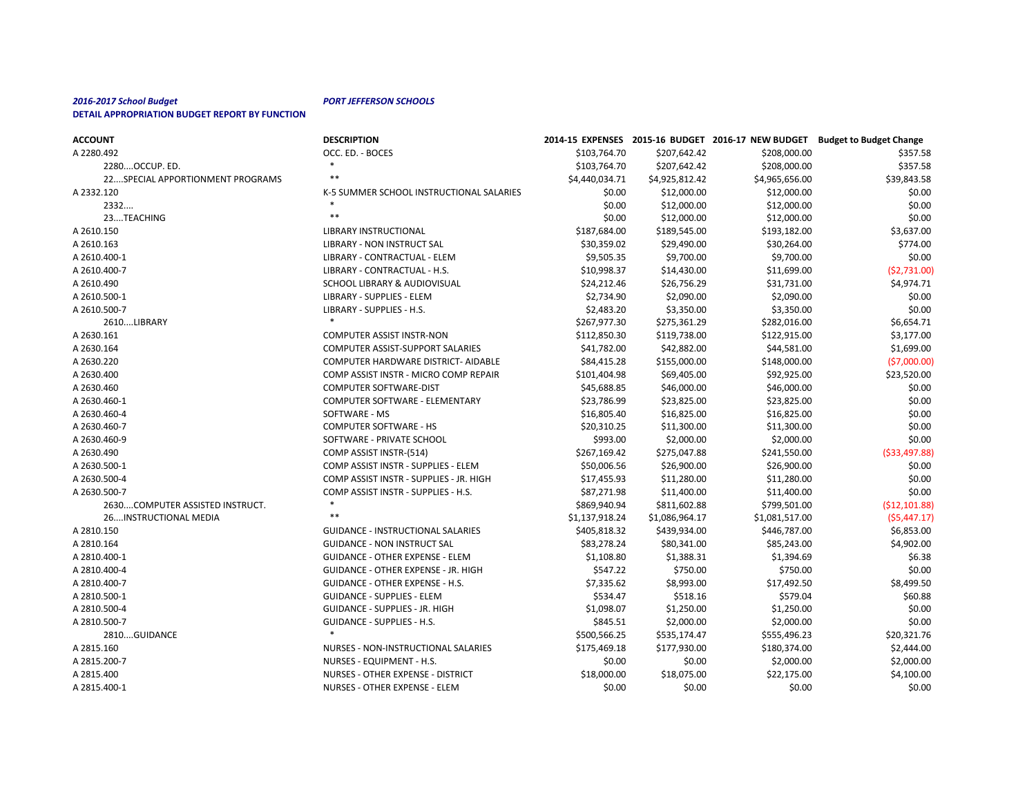***2016-2017 School Budget*** ***PORT JEFFERSON SCHOOLS***

**DETAIL APPROPRIATION BUDGET REPORT BY FUNCTION**

| ACCOUNT | DESCRIPTION | 2014-15 EXPENSES | 2015-16 BUDGET | 2016-17 NEW BUDGET | Budget to Budget Change |
|---|---|---|---|---|---|
| A 2280.492 | OCC. ED. - BOCES | $103,764.70 | $207,642.42 | $208,000.00 | $357.58 |
| 2280....OCCUP. ED. | * | $103,764.70 | $207,642.42 | $208,000.00 | $357.58 |
| 22....SPECIAL APPORTIONMENT PROGRAMS | ** | $4,440,034.71 | $4,925,812.42 | $4,965,656.00 | $39,843.58 |
| A 2332.120 | K-5 SUMMER SCHOOL INSTRUCTIONAL SALARIES | $0.00 | $12,000.00 | $12,000.00 | $0.00 |
| 2332.... | * | $0.00 | $12,000.00 | $12,000.00 | $0.00 |
| 23....TEACHING | ** | $0.00 | $12,000.00 | $12,000.00 | $0.00 |
| A 2610.150 | LIBRARY INSTRUCTIONAL | $187,684.00 | $189,545.00 | $193,182.00 | $3,637.00 |
| A 2610.163 | LIBRARY - NON INSTRUCT SAL | $30,359.02 | $29,490.00 | $30,264.00 | $774.00 |
| A 2610.400-1 | LIBRARY - CONTRACTUAL - ELEM | $9,505.35 | $9,700.00 | $9,700.00 | $0.00 |
| A 2610.400-7 | LIBRARY - CONTRACTUAL - H.S. | $10,998.37 | $14,430.00 | $11,699.00 | ($2,731.00) |
| A 2610.490 | SCHOOL LIBRARY & AUDIOVISUAL | $24,212.46 | $26,756.29 | $31,731.00 | $4,974.71 |
| A 2610.500-1 | LIBRARY - SUPPLIES - ELEM | $2,734.90 | $2,090.00 | $2,090.00 | $0.00 |
| A 2610.500-7 | LIBRARY - SUPPLIES - H.S. | $2,483.20 | $3,350.00 | $3,350.00 | $0.00 |
| 2610....LIBRARY | * | $267,977.30 | $275,361.29 | $282,016.00 | $6,654.71 |
| A 2630.161 | COMPUTER ASSIST INSTR-NON | $112,850.30 | $119,738.00 | $122,915.00 | $3,177.00 |
| A 2630.164 | COMPUTER ASSIST-SUPPORT SALARIES | $41,782.00 | $42,882.00 | $44,581.00 | $1,699.00 |
| A 2630.220 | COMPUTER HARDWARE DISTRICT- AIDABLE | $84,415.28 | $155,000.00 | $148,000.00 | ($7,000.00) |
| A 2630.400 | COMP ASSIST INSTR - MICRO COMP REPAIR | $101,404.98 | $69,405.00 | $92,925.00 | $23,520.00 |
| A 2630.460 | COMPUTER SOFTWARE-DIST | $45,688.85 | $46,000.00 | $46,000.00 | $0.00 |
| A 2630.460-1 | COMPUTER SOFTWARE - ELEMENTARY | $23,786.99 | $23,825.00 | $23,825.00 | $0.00 |
| A 2630.460-4 | SOFTWARE - MS | $16,805.40 | $16,825.00 | $16,825.00 | $0.00 |
| A 2630.460-7 | COMPUTER SOFTWARE - HS | $20,310.25 | $11,300.00 | $11,300.00 | $0.00 |
| A 2630.460-9 | SOFTWARE - PRIVATE SCHOOL | $993.00 | $2,000.00 | $2,000.00 | $0.00 |
| A 2630.490 | COMP ASSIST INSTR-(514) | $267,169.42 | $275,047.88 | $241,550.00 | ($33,497.88) |
| A 2630.500-1 | COMP ASSIST INSTR - SUPPLIES - ELEM | $50,006.56 | $26,900.00 | $26,900.00 | $0.00 |
| A 2630.500-4 | COMP ASSIST INSTR - SUPPLIES - JR. HIGH | $17,455.93 | $11,280.00 | $11,280.00 | $0.00 |
| A 2630.500-7 | COMP ASSIST INSTR - SUPPLIES - H.S. | $87,271.98 | $11,400.00 | $11,400.00 | $0.00 |
| 2630....COMPUTER ASSISTED INSTRUCT. | * | $869,940.94 | $811,602.88 | $799,501.00 | ($12,101.88) |
| 26....INSTRUCTIONAL MEDIA | ** | $1,137,918.24 | $1,086,964.17 | $1,081,517.00 | ($5,447.17) |
| A 2810.150 | GUIDANCE - INSTRUCTIONAL SALARIES | $405,818.32 | $439,934.00 | $446,787.00 | $6,853.00 |
| A 2810.164 | GUIDANCE - NON INSTRUCT SAL | $83,278.24 | $80,341.00 | $85,243.00 | $4,902.00 |
| A 2810.400-1 | GUIDANCE - OTHER EXPENSE - ELEM | $1,108.80 | $1,388.31 | $1,394.69 | $6.38 |
| A 2810.400-4 | GUIDANCE - OTHER EXPENSE - JR. HIGH | $547.22 | $750.00 | $750.00 | $0.00 |
| A 2810.400-7 | GUIDANCE - OTHER EXPENSE - H.S. | $7,335.62 | $8,993.00 | $17,492.50 | $8,499.50 |
| A 2810.500-1 | GUIDANCE - SUPPLIES - ELEM | $534.47 | $518.16 | $579.04 | $60.88 |
| A 2810.500-4 | GUIDANCE - SUPPLIES - JR. HIGH | $1,098.07 | $1,250.00 | $1,250.00 | $0.00 |
| A 2810.500-7 | GUIDANCE - SUPPLIES - H.S. | $845.51 | $2,000.00 | $2,000.00 | $0.00 |
| 2810....GUIDANCE | * | $500,566.25 | $535,174.47 | $555,496.23 | $20,321.76 |
| A 2815.160 | NURSES - NON-INSTRUCTIONAL SALARIES | $175,469.18 | $177,930.00 | $180,374.00 | $2,444.00 |
| A 2815.200-7 | NURSES - EQUIPMENT - H.S. | $0.00 | $0.00 | $2,000.00 | $2,000.00 |
| A 2815.400 | NURSES - OTHER EXPENSE - DISTRICT | $18,000.00 | $18,075.00 | $22,175.00 | $4,100.00 |
| A 2815.400-1 | NURSES - OTHER EXPENSE - ELEM | $0.00 | $0.00 | $0.00 | $0.00 |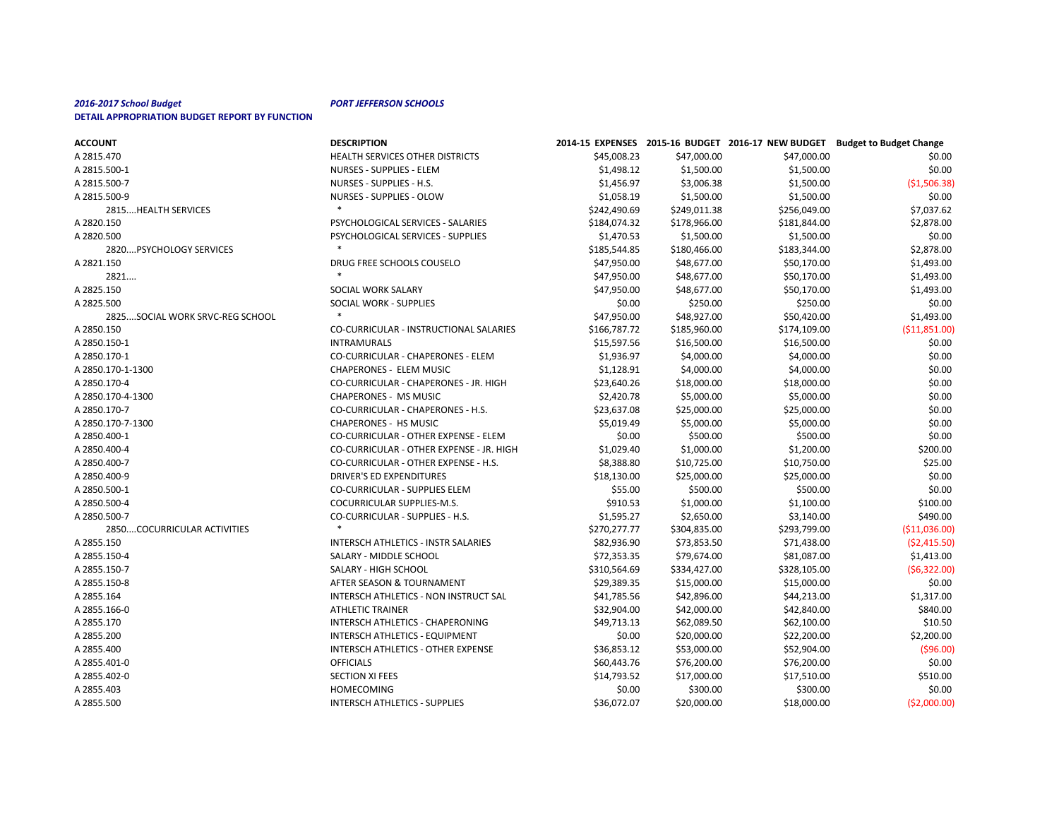***2016-2017 School Budget*** ***PORT JEFFERSON SCHOOLS***

**DETAIL APPROPRIATION BUDGET REPORT BY FUNCTION**

| ACCOUNT | DESCRIPTION | 2014-15 EXPENSES | 2015-16 BUDGET | 2016-17 NEW BUDGET | Budget to Budget Change |
|---|---|---|---|---|---|
| A 2815.470 | HEALTH SERVICES OTHER DISTRICTS | $45,008.23 | $47,000.00 | $47,000.00 | $0.00 |
| A 2815.500-1 | NURSES - SUPPLIES - ELEM | $1,498.12 | $1,500.00 | $1,500.00 | $0.00 |
| A 2815.500-7 | NURSES - SUPPLIES - H.S. | $1,456.97 | $3,006.38 | $1,500.00 | ($1,506.38) |
| A 2815.500-9 | NURSES - SUPPLIES - OLOW | $1,058.19 | $1,500.00 | $1,500.00 | $0.00 |
| 2815....HEALTH SERVICES | * | $242,490.69 | $249,011.38 | $256,049.00 | $7,037.62 |
| A 2820.150 | PSYCHOLOGICAL SERVICES - SALARIES | $184,074.32 | $178,966.00 | $181,844.00 | $2,878.00 |
| A 2820.500 | PSYCHOLOGICAL SERVICES - SUPPLIES | $1,470.53 | $1,500.00 | $1,500.00 | $0.00 |
| 2820....PSYCHOLOGY SERVICES | * | $185,544.85 | $180,466.00 | $183,344.00 | $2,878.00 |
| A 2821.150 | DRUG FREE SCHOOLS COUSELO | $47,950.00 | $48,677.00 | $50,170.00 | $1,493.00 |
| 2821.... | * | $47,950.00 | $48,677.00 | $50,170.00 | $1,493.00 |
| A 2825.150 | SOCIAL WORK SALARY | $47,950.00 | $48,677.00 | $50,170.00 | $1,493.00 |
| A 2825.500 | SOCIAL WORK - SUPPLIES | $0.00 | $250.00 | $250.00 | $0.00 |
| 2825....SOCIAL WORK SRVC-REG SCHOOL | * | $47,950.00 | $48,927.00 | $50,420.00 | $1,493.00 |
| A 2850.150 | CO-CURRICULAR - INSTRUCTIONAL SALARIES | $166,787.72 | $185,960.00 | $174,109.00 | ($11,851.00) |
| A 2850.150-1 | INTRAMURALS | $15,597.56 | $16,500.00 | $16,500.00 | $0.00 |
| A 2850.170-1 | CO-CURRICULAR - CHAPERONES - ELEM | $1,936.97 | $4,000.00 | $4,000.00 | $0.00 |
| A 2850.170-1-1300 | CHAPERONES - ELEM MUSIC | $1,128.91 | $4,000.00 | $4,000.00 | $0.00 |
| A 2850.170-4 | CO-CURRICULAR - CHAPERONES - JR. HIGH | $23,640.26 | $18,000.00 | $18,000.00 | $0.00 |
| A 2850.170-4-1300 | CHAPERONES - MS MUSIC | $2,420.78 | $5,000.00 | $5,000.00 | $0.00 |
| A 2850.170-7 | CO-CURRICULAR - CHAPERONES - H.S. | $23,637.08 | $25,000.00 | $25,000.00 | $0.00 |
| A 2850.170-7-1300 | CHAPERONES - HS MUSIC | $5,019.49 | $5,000.00 | $5,000.00 | $0.00 |
| A 2850.400-1 | CO-CURRICULAR - OTHER EXPENSE - ELEM | $0.00 | $500.00 | $500.00 | $0.00 |
| A 2850.400-4 | CO-CURRICULAR - OTHER EXPENSE - JR. HIGH | $1,029.40 | $1,000.00 | $1,200.00 | $200.00 |
| A 2850.400-7 | CO-CURRICULAR - OTHER EXPENSE - H.S. | $8,388.80 | $10,725.00 | $10,750.00 | $25.00 |
| A 2850.400-9 | DRIVER'S ED EXPENDITURES | $18,130.00 | $25,000.00 | $25,000.00 | $0.00 |
| A 2850.500-1 | CO-CURRICULAR - SUPPLIES ELEM | $55.00 | $500.00 | $500.00 | $0.00 |
| A 2850.500-4 | COCURRICULAR SUPPLIES-M.S. | $910.53 | $1,000.00 | $1,100.00 | $100.00 |
| A 2850.500-7 | CO-CURRICULAR - SUPPLIES - H.S. | $1,595.27 | $2,650.00 | $3,140.00 | $490.00 |
| 2850....COCURRICULAR ACTIVITIES | * | $270,277.77 | $304,835.00 | $293,799.00 | ($11,036.00) |
| A 2855.150 | INTERSCH ATHLETICS - INSTR SALARIES | $82,936.90 | $73,853.50 | $71,438.00 | ($2,415.50) |
| A 2855.150-4 | SALARY - MIDDLE SCHOOL | $72,353.35 | $79,674.00 | $81,087.00 | $1,413.00 |
| A 2855.150-7 | SALARY - HIGH SCHOOL | $310,564.69 | $334,427.00 | $328,105.00 | ($6,322.00) |
| A 2855.150-8 | AFTER SEASON & TOURNAMENT | $29,389.35 | $15,000.00 | $15,000.00 | $0.00 |
| A 2855.164 | INTERSCH ATHLETICS - NON INSTRUCT SAL | $41,785.56 | $42,896.00 | $44,213.00 | $1,317.00 |
| A 2855.166-0 | ATHLETIC TRAINER | $32,904.00 | $42,000.00 | $42,840.00 | $840.00 |
| A 2855.170 | INTERSCH ATHLETICS - CHAPERONING | $49,713.13 | $62,089.50 | $62,100.00 | $10.50 |
| A 2855.200 | INTERSCH ATHLETICS - EQUIPMENT | $0.00 | $20,000.00 | $22,200.00 | $2,200.00 |
| A 2855.400 | INTERSCH ATHLETICS - OTHER EXPENSE | $36,853.12 | $53,000.00 | $52,904.00 | ($96.00) |
| A 2855.401-0 | OFFICIALS | $60,443.76 | $76,200.00 | $76,200.00 | $0.00 |
| A 2855.402-0 | SECTION XI FEES | $14,793.52 | $17,000.00 | $17,510.00 | $510.00 |
| A 2855.403 | HOMECOMING | $0.00 | $300.00 | $300.00 | $0.00 |
| A 2855.500 | INTERSCH ATHLETICS - SUPPLIES | $36,072.07 | $20,000.00 | $18,000.00 | ($2,000.00) |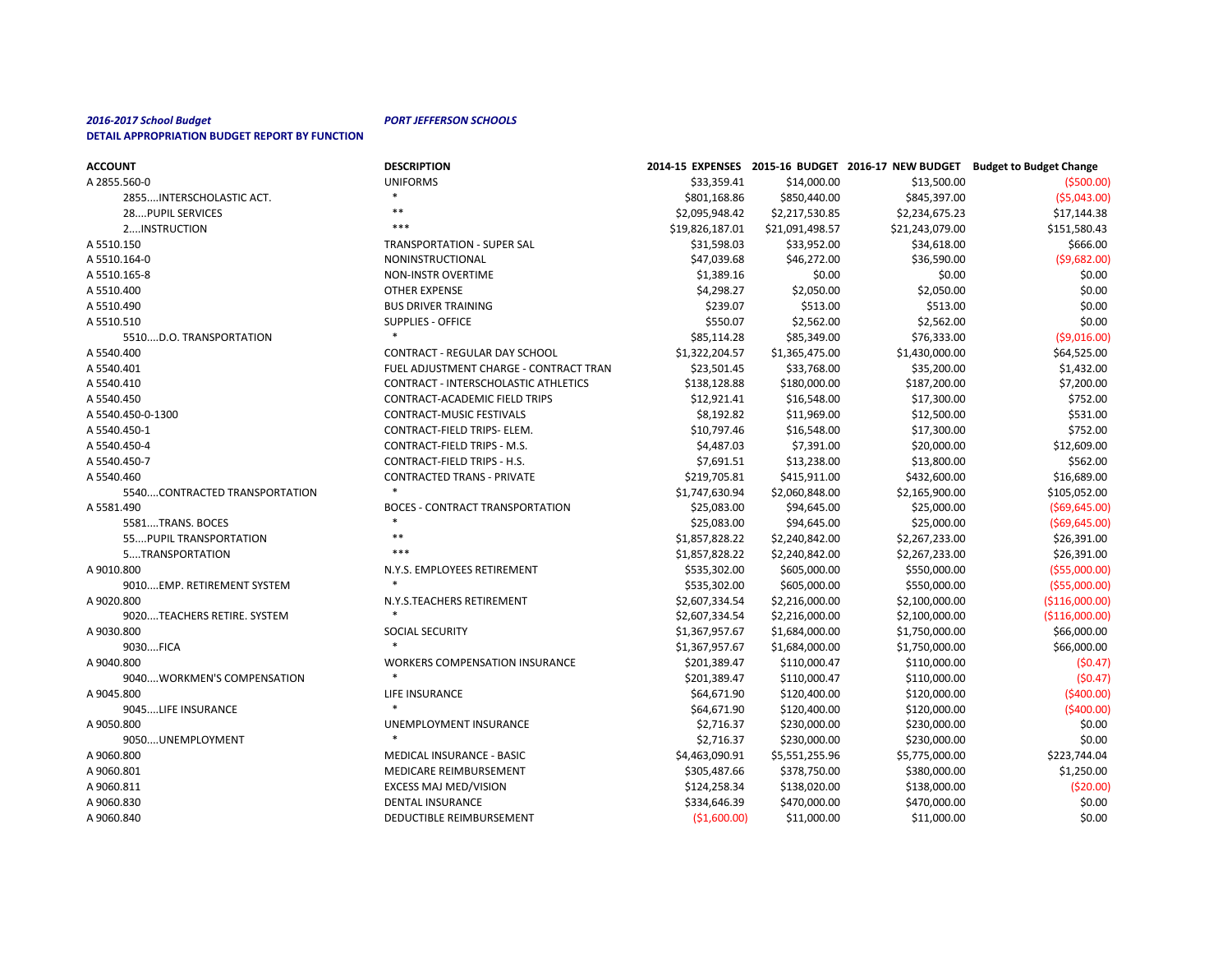***2016-2017 School Budget*** ***PORT JEFFERSON SCHOOLS***

**DETAIL APPROPRIATION BUDGET REPORT BY FUNCTION**

| ACCOUNT | DESCRIPTION | 2014-15 EXPENSES | 2015-16 BUDGET | 2016-17 NEW BUDGET | Budget to Budget Change |
|---|---|---|---|---|---|
| A 2855.560-0 | UNIFORMS | $33,359.41 | $14,000.00 | $13,500.00 | ($500.00) |
| 2855....INTERSCHOLASTIC ACT. | * | $801,168.86 | $850,440.00 | $845,397.00 | ($5,043.00) |
| 28....PUPIL SERVICES | ** | $2,095,948.42 | $2,217,530.85 | $2,234,675.23 | $17,144.38 |
| 2....INSTRUCTION | *** | $19,826,187.01 | $21,091,498.57 | $21,243,079.00 | $151,580.43 |
| A 5510.150 | TRANSPORTATION - SUPER SAL | $31,598.03 | $33,952.00 | $34,618.00 | $666.00 |
| A 5510.164-0 | NONINSTRUCTIONAL | $47,039.68 | $46,272.00 | $36,590.00 | ($9,682.00) |
| A 5510.165-8 | NON-INSTR OVERTIME | $1,389.16 | $0.00 | $0.00 | $0.00 |
| A 5510.400 | OTHER EXPENSE | $4,298.27 | $2,050.00 | $2,050.00 | $0.00 |
| A 5510.490 | BUS DRIVER TRAINING | $239.07 | $513.00 | $513.00 | $0.00 |
| A 5510.510 | SUPPLIES - OFFICE | $550.07 | $2,562.00 | $2,562.00 | $0.00 |
| 5510....D.O. TRANSPORTATION | * | $85,114.28 | $85,349.00 | $76,333.00 | ($9,016.00) |
| A 5540.400 | CONTRACT - REGULAR DAY SCHOOL | $1,322,204.57 | $1,365,475.00 | $1,430,000.00 | $64,525.00 |
| A 5540.401 | FUEL ADJUSTMENT CHARGE - CONTRACT TRAN | $23,501.45 | $33,768.00 | $35,200.00 | $1,432.00 |
| A 5540.410 | CONTRACT - INTERSCHOLASTIC ATHLETICS | $138,128.88 | $180,000.00 | $187,200.00 | $7,200.00 |
| A 5540.450 | CONTRACT-ACADEMIC FIELD TRIPS | $12,921.41 | $16,548.00 | $17,300.00 | $752.00 |
| A 5540.450-0-1300 | CONTRACT-MUSIC FESTIVALS | $8,192.82 | $11,969.00 | $12,500.00 | $531.00 |
| A 5540.450-1 | CONTRACT-FIELD TRIPS- ELEM. | $10,797.46 | $16,548.00 | $17,300.00 | $752.00 |
| A 5540.450-4 | CONTRACT-FIELD TRIPS - M.S. | $4,487.03 | $7,391.00 | $20,000.00 | $12,609.00 |
| A 5540.450-7 | CONTRACT-FIELD TRIPS - H.S. | $7,691.51 | $13,238.00 | $13,800.00 | $562.00 |
| A 5540.460 | CONTRACTED TRANS - PRIVATE | $219,705.81 | $415,911.00 | $432,600.00 | $16,689.00 |
| 5540....CONTRACTED TRANSPORTATION | * | $1,747,630.94 | $2,060,848.00 | $2,165,900.00 | $105,052.00 |
| A 5581.490 | BOCES - CONTRACT TRANSPORTATION | $25,083.00 | $94,645.00 | $25,000.00 | ($69,645.00) |
| 5581....TRANS. BOCES | * | $25,083.00 | $94,645.00 | $25,000.00 | ($69,645.00) |
| 55....PUPIL TRANSPORTATION | ** | $1,857,828.22 | $2,240,842.00 | $2,267,233.00 | $26,391.00 |
| 5....TRANSPORTATION | *** | $1,857,828.22 | $2,240,842.00 | $2,267,233.00 | $26,391.00 |
| A 9010.800 | N.Y.S. EMPLOYEES RETIREMENT | $535,302.00 | $605,000.00 | $550,000.00 | ($55,000.00) |
| 9010....EMP. RETIREMENT SYSTEM | * | $535,302.00 | $605,000.00 | $550,000.00 | ($55,000.00) |
| A 9020.800 | N.Y.S.TEACHERS RETIREMENT | $2,607,334.54 | $2,216,000.00 | $2,100,000.00 | ($116,000.00) |
| 9020....TEACHERS RETIRE. SYSTEM | * | $2,607,334.54 | $2,216,000.00 | $2,100,000.00 | ($116,000.00) |
| A 9030.800 | SOCIAL SECURITY | $1,367,957.67 | $1,684,000.00 | $1,750,000.00 | $66,000.00 |
| 9030....FICA | * | $1,367,957.67 | $1,684,000.00 | $1,750,000.00 | $66,000.00 |
| A 9040.800 | WORKERS COMPENSATION INSURANCE | $201,389.47 | $110,000.47 | $110,000.00 | ($0.47) |
| 9040....WORKMEN'S COMPENSATION | * | $201,389.47 | $110,000.47 | $110,000.00 | ($0.47) |
| A 9045.800 | LIFE INSURANCE | $64,671.90 | $120,400.00 | $120,000.00 | ($400.00) |
| 9045....LIFE INSURANCE | * | $64,671.90 | $120,400.00 | $120,000.00 | ($400.00) |
| A 9050.800 | UNEMPLOYMENT INSURANCE | $2,716.37 | $230,000.00 | $230,000.00 | $0.00 |
| 9050....UNEMPLOYMENT | * | $2,716.37 | $230,000.00 | $230,000.00 | $0.00 |
| A 9060.800 | MEDICAL INSURANCE - BASIC | $4,463,090.91 | $5,551,255.96 | $5,775,000.00 | $223,744.04 |
| A 9060.801 | MEDICARE REIMBURSEMENT | $305,487.66 | $378,750.00 | $380,000.00 | $1,250.00 |
| A 9060.811 | EXCESS MAJ MED/VISION | $124,258.34 | $138,020.00 | $138,000.00 | ($20.00) |
| A 9060.830 | DENTAL INSURANCE | $334,646.39 | $470,000.00 | $470,000.00 | $0.00 |
| A 9060.840 | DEDUCTIBLE REIMBURSEMENT | ($1,600.00) | $11,000.00 | $11,000.00 | $0.00 |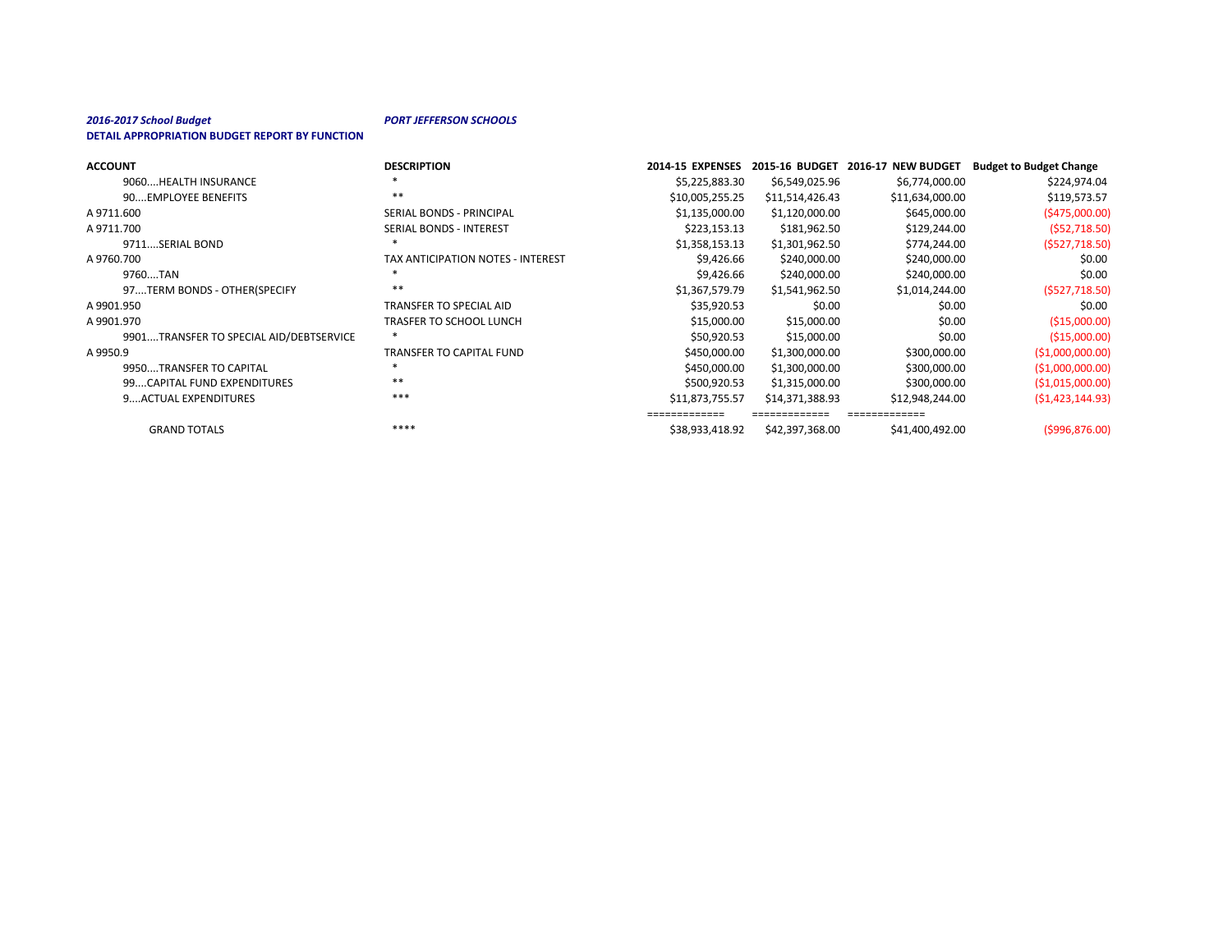*2016-2017 School Budget* *PORT JEFFERSON SCHOOLS*

**DETAIL APPROPRIATION BUDGET REPORT BY FUNCTION**

| ACCOUNT | DESCRIPTION | 2014-15 EXPENSES | 2015-16 BUDGET | 2016-17 NEW BUDGET | Budget to Budget Change |
|---|---|---|---|---|---|
| 9060....HEALTH INSURANCE | * | $5,225,883.30 | $6,549,025.96 | $6,774,000.00 | $224,974.04 |
| 90....EMPLOYEE BENEFITS | ** | $10,005,255.25 | $11,514,426.43 | $11,634,000.00 | $119,573.57 |
| A 9711.600 | SERIAL BONDS - PRINCIPAL | $1,135,000.00 | $1,120,000.00 | $645,000.00 | ($475,000.00) |
| A 9711.700 | SERIAL BONDS - INTEREST | $223,153.13 | $181,962.50 | $129,244.00 | ($52,718.50) |
| 9711....SERIAL BOND | * | $1,358,153.13 | $1,301,962.50 | $774,244.00 | ($527,718.50) |
| A 9760.700 | TAX ANTICIPATION NOTES - INTEREST | $9,426.66 | $240,000.00 | $240,000.00 | $0.00 |
| 9760....TAN | * | $9,426.66 | $240,000.00 | $240,000.00 | $0.00 |
| 97....TERM BONDS - OTHER(SPECIFY | ** | $1,367,579.79 | $1,541,962.50 | $1,014,244.00 | ($527,718.50) |
| A 9901.950 | TRANSFER TO SPECIAL AID | $35,920.53 | $0.00 | $0.00 | $0.00 |
| A 9901.970 | TRASFER TO SCHOOL LUNCH | $15,000.00 | $15,000.00 | $0.00 | ($15,000.00) |
| 9901....TRANSFER TO SPECIAL AID/DEBTSERVICE | * | $50,920.53 | $15,000.00 | $0.00 | ($15,000.00) |
| A 9950.9 | TRANSFER TO CAPITAL FUND | $450,000.00 | $1,300,000.00 | $300,000.00 | ($1,000,000.00) |
| 9950....TRANSFER TO CAPITAL | * | $450,000.00 | $1,300,000.00 | $300,000.00 | ($1,000,000.00) |
| 99....CAPITAL FUND EXPENDITURES | ** | $500,920.53 | $1,315,000.00 | $300,000.00 | ($1,015,000.00) |
| 9....ACTUAL EXPENDITURES | *** | $11,873,755.57 | $14,371,388.93 | $12,948,244.00 | ($1,423,144.93) |
| | | ============= | ============= | ============= | |
| GRAND TOTALS | **** | $38,933,418.92 | $42,397,368.00 | $41,400,492.00 | ($996,876.00) |